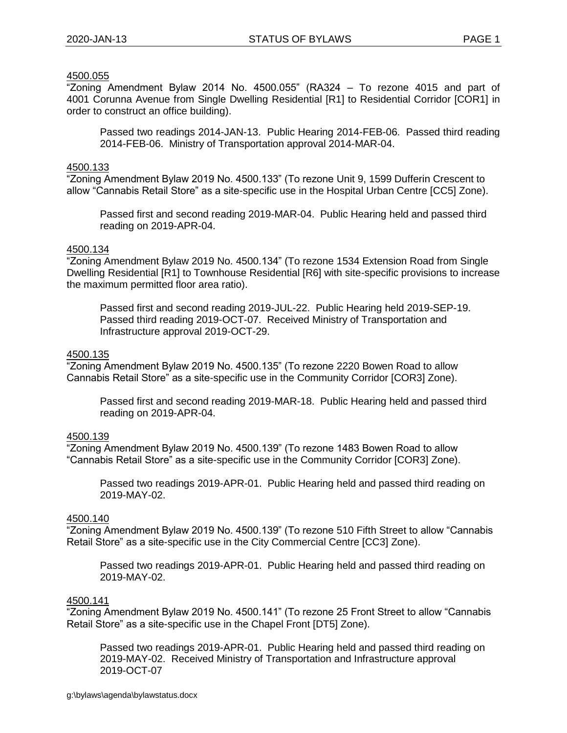4500.055

"Zoning Amendment Bylaw 2014 No. 4500.055" (RA324 – To rezone 4015 and part of 4001 Corunna Avenue from Single Dwelling Residential [R1] to Residential Corridor [COR1] in order to construct an office building).

> Passed two readings 2014-JAN-13. Public Hearing 2014-FEB-06. Passed third reading 2014-FEB-06. Ministry of Transportation approval 2014-MAR-04.

4500.133

"Zoning Amendment Bylaw 2019 No. 4500.133" (To rezone Unit 9, 1599 Dufferin Crescent to allow "Cannabis Retail Store" as a site-specific use in the Hospital Urban Centre [CC5] Zone).

> Passed first and second reading 2019-MAR-04. Public Hearing held and passed third reading on 2019-APR-04.

4500.134

"Zoning Amendment Bylaw 2019 No. 4500.134" (To rezone 1534 Extension Road from Single Dwelling Residential [R1] to Townhouse Residential [R6] with site-specific provisions to increase the maximum permitted floor area ratio).

> Passed first and second reading 2019-JUL-22. Public Hearing held 2019-SEP-19. Passed third reading 2019-OCT-07. Received Ministry of Transportation and Infrastructure approval 2019-OCT-29.

4500.135

"Zoning Amendment Bylaw 2019 No. 4500.135" (To rezone 2220 Bowen Road to allow Cannabis Retail Store" as a site-specific use in the Community Corridor [COR3] Zone).

> Passed first and second reading 2019-MAR-18. Public Hearing held and passed third reading on 2019-APR-04.

4500.139

"Zoning Amendment Bylaw 2019 No. 4500.139" (To rezone 1483 Bowen Road to allow "Cannabis Retail Store" as a site-specific use in the Community Corridor [COR3] Zone).

> Passed two readings 2019-APR-01. Public Hearing held and passed third reading on 2019-MAY-02.

4500.140

"Zoning Amendment Bylaw 2019 No. 4500.139" (To rezone 510 Fifth Street to allow "Cannabis Retail Store" as a site-specific use in the City Commercial Centre [CC3] Zone).

> Passed two readings 2019-APR-01. Public Hearing held and passed third reading on 2019-MAY-02.

4500.141

"Zoning Amendment Bylaw 2019 No. 4500.141" (To rezone 25 Front Street to allow "Cannabis Retail Store" as a site-specific use in the Chapel Front [DT5] Zone).

> Passed two readings 2019-APR-01. Public Hearing held and passed third reading on 2019-MAY-02. Received Ministry of Transportation and Infrastructure approval 2019-OCT-07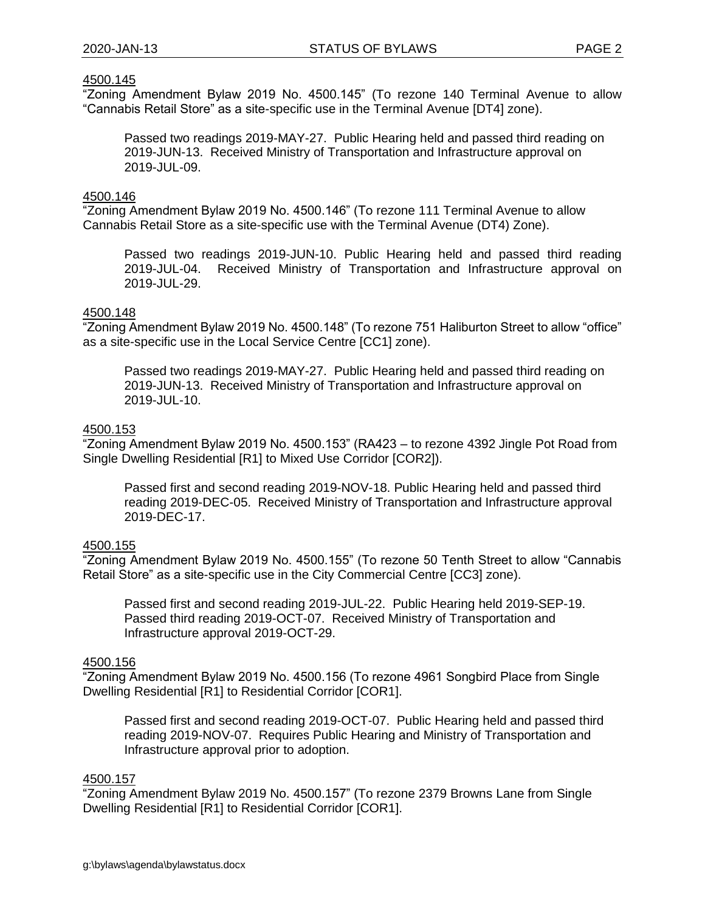4500.145

"Zoning Amendment Bylaw 2019 No. 4500.145" (To rezone 140 Terminal Avenue to allow "Cannabis Retail Store" as a site-specific use in the Terminal Avenue [DT4] zone).

Passed two readings 2019-MAY-27. Public Hearing held and passed third reading on 2019-JUN-13. Received Ministry of Transportation and Infrastructure approval on 2019-JUL-09.

4500.146

"Zoning Amendment Bylaw 2019 No. 4500.146" (To rezone 111 Terminal Avenue to allow Cannabis Retail Store as a site-specific use with the Terminal Avenue (DT4) Zone).

Passed two readings 2019-JUN-10. Public Hearing held and passed third reading 2019-JUL-04. Received Ministry of Transportation and Infrastructure approval on 2019-JUL-29.

4500.148

"Zoning Amendment Bylaw 2019 No. 4500.148" (To rezone 751 Haliburton Street to allow "office" as a site-specific use in the Local Service Centre [CC1] zone).

Passed two readings 2019-MAY-27. Public Hearing held and passed third reading on 2019-JUN-13. Received Ministry of Transportation and Infrastructure approval on 2019-JUL-10.

4500.153

"Zoning Amendment Bylaw 2019 No. 4500.153" (RA423 – to rezone 4392 Jingle Pot Road from Single Dwelling Residential [R1] to Mixed Use Corridor [COR2]).

Passed first and second reading 2019-NOV-18. Public Hearing held and passed third reading 2019-DEC-05. Received Ministry of Transportation and Infrastructure approval 2019-DEC-17.

4500.155

"Zoning Amendment Bylaw 2019 No. 4500.155" (To rezone 50 Tenth Street to allow "Cannabis Retail Store" as a site-specific use in the City Commercial Centre [CC3] zone).

Passed first and second reading 2019-JUL-22. Public Hearing held 2019-SEP-19. Passed third reading 2019-OCT-07. Received Ministry of Transportation and Infrastructure approval 2019-OCT-29.

4500.156

"Zoning Amendment Bylaw 2019 No. 4500.156 (To rezone 4961 Songbird Place from Single Dwelling Residential [R1] to Residential Corridor [COR1].

Passed first and second reading 2019-OCT-07. Public Hearing held and passed third reading 2019-NOV-07. Requires Public Hearing and Ministry of Transportation and Infrastructure approval prior to adoption.

4500.157

"Zoning Amendment Bylaw 2019 No. 4500.157" (To rezone 2379 Browns Lane from Single Dwelling Residential [R1] to Residential Corridor [COR1].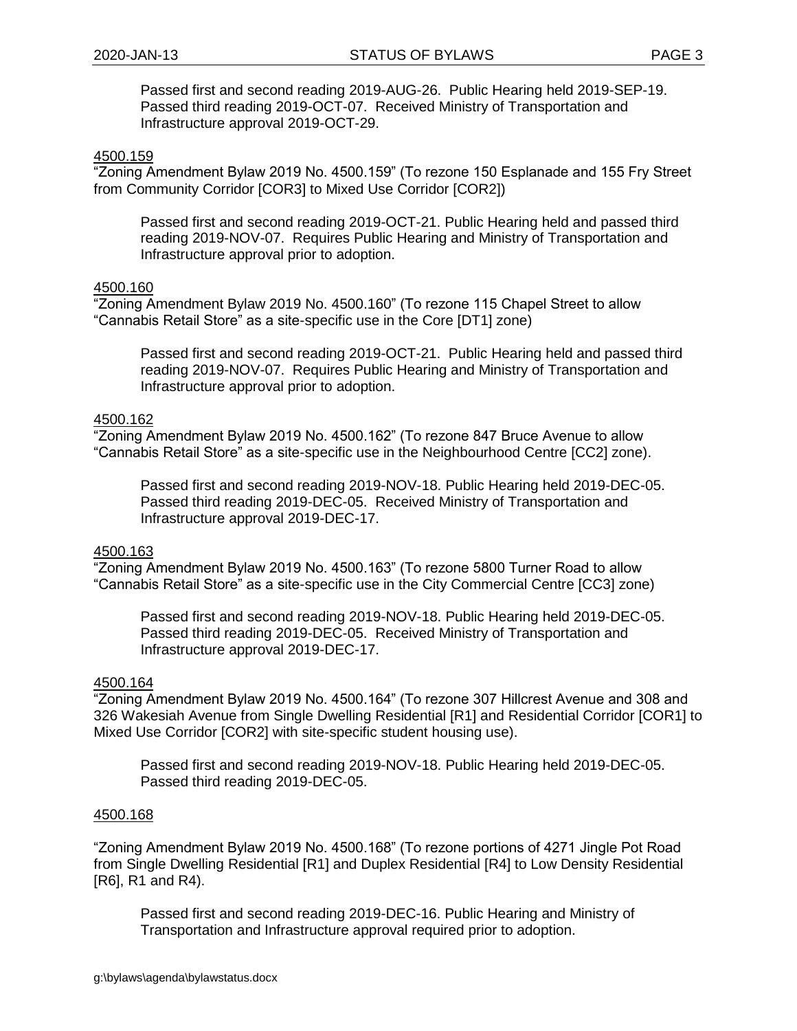Passed first and second reading 2019-AUG-26. Public Hearing held 2019-SEP-19. Passed third reading 2019-OCT-07. Received Ministry of Transportation and Infrastructure approval 2019-OCT-29.

4500.159

"Zoning Amendment Bylaw 2019 No. 4500.159" (To rezone 150 Esplanade and 155 Fry Street from Community Corridor [COR3] to Mixed Use Corridor [COR2])

Passed first and second reading 2019-OCT-21. Public Hearing held and passed third reading 2019-NOV-07. Requires Public Hearing and Ministry of Transportation and Infrastructure approval prior to adoption.

4500.160

"Zoning Amendment Bylaw 2019 No. 4500.160" (To rezone 115 Chapel Street to allow "Cannabis Retail Store" as a site-specific use in the Core [DT1] zone)

Passed first and second reading 2019-OCT-21. Public Hearing held and passed third reading 2019-NOV-07. Requires Public Hearing and Ministry of Transportation and Infrastructure approval prior to adoption.

4500.162

"Zoning Amendment Bylaw 2019 No. 4500.162" (To rezone 847 Bruce Avenue to allow "Cannabis Retail Store" as a site-specific use in the Neighbourhood Centre [CC2] zone).

Passed first and second reading 2019-NOV-18. Public Hearing held 2019-DEC-05. Passed third reading 2019-DEC-05. Received Ministry of Transportation and Infrastructure approval 2019-DEC-17.

4500.163

"Zoning Amendment Bylaw 2019 No. 4500.163" (To rezone 5800 Turner Road to allow "Cannabis Retail Store" as a site-specific use in the City Commercial Centre [CC3] zone)

Passed first and second reading 2019-NOV-18. Public Hearing held 2019-DEC-05. Passed third reading 2019-DEC-05. Received Ministry of Transportation and Infrastructure approval 2019-DEC-17.

4500.164

"Zoning Amendment Bylaw 2019 No. 4500.164" (To rezone 307 Hillcrest Avenue and 308 and 326 Wakesiah Avenue from Single Dwelling Residential [R1] and Residential Corridor [COR1] to Mixed Use Corridor [COR2] with site-specific student housing use).

Passed first and second reading 2019-NOV-18. Public Hearing held 2019-DEC-05. Passed third reading 2019-DEC-05.

4500.168

"Zoning Amendment Bylaw 2019 No. 4500.168" (To rezone portions of 4271 Jingle Pot Road from Single Dwelling Residential [R1] and Duplex Residential [R4] to Low Density Residential [R6], R1 and R4).

Passed first and second reading 2019-DEC-16. Public Hearing and Ministry of Transportation and Infrastructure approval required prior to adoption.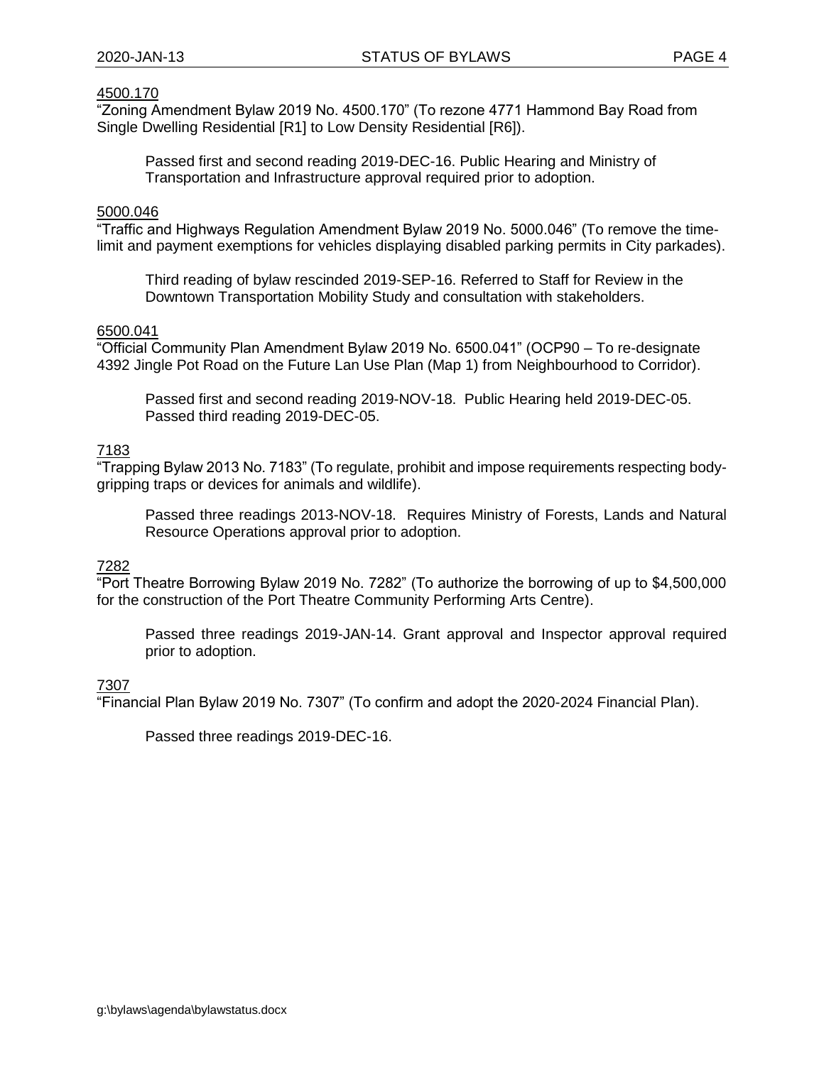4500.170

"Zoning Amendment Bylaw 2019 No. 4500.170" (To rezone 4771 Hammond Bay Road from Single Dwelling Residential [R1] to Low Density Residential [R6]).

> Passed first and second reading 2019-DEC-16. Public Hearing and Ministry of Transportation and Infrastructure approval required prior to adoption.

5000.046

"Traffic and Highways Regulation Amendment Bylaw 2019 No. 5000.046" (To remove the time-limit and payment exemptions for vehicles displaying disabled parking permits in City parkades).

> Third reading of bylaw rescinded 2019-SEP-16. Referred to Staff for Review in the Downtown Transportation Mobility Study and consultation with stakeholders.

6500.041

"Official Community Plan Amendment Bylaw 2019 No. 6500.041" (OCP90 – To re-designate 4392 Jingle Pot Road on the Future Lan Use Plan (Map 1) from Neighbourhood to Corridor).

> Passed first and second reading 2019-NOV-18. Public Hearing held 2019-DEC-05. Passed third reading 2019-DEC-05.

7183

"Trapping Bylaw 2013 No. 7183" (To regulate, prohibit and impose requirements respecting body-gripping traps or devices for animals and wildlife).

> Passed three readings 2013-NOV-18. Requires Ministry of Forests, Lands and Natural Resource Operations approval prior to adoption.

7282

"Port Theatre Borrowing Bylaw 2019 No. 7282" (To authorize the borrowing of up to $4,500,000 for the construction of the Port Theatre Community Performing Arts Centre).

> Passed three readings 2019-JAN-14. Grant approval and Inspector approval required prior to adoption.

7307

"Financial Plan Bylaw 2019 No. 7307" (To confirm and adopt the 2020-2024 Financial Plan).

> Passed three readings 2019-DEC-16.

g:\bylaws\agenda\bylawstatus.docx